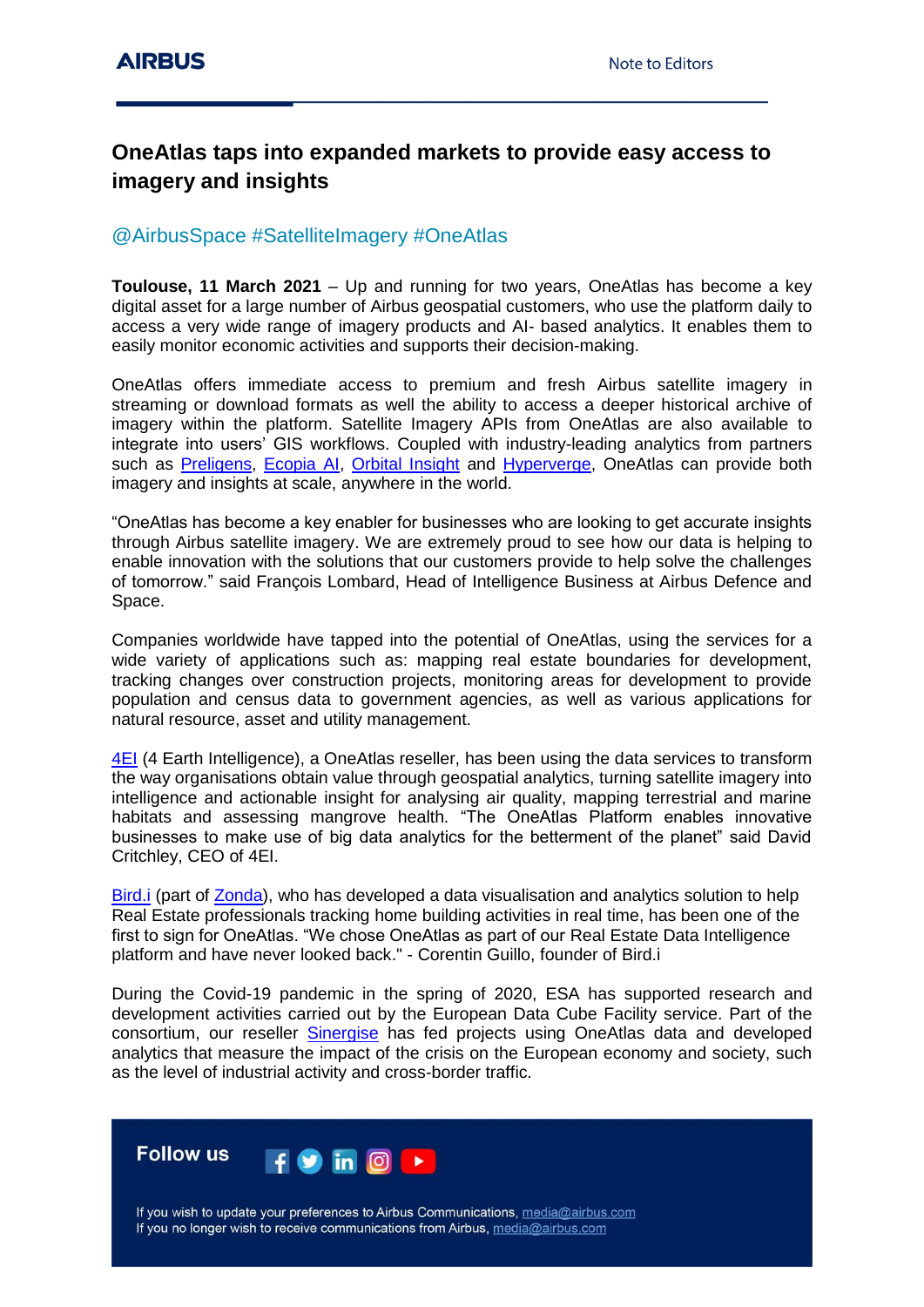# OneAtlas taps into expanded markets to provide easy access to imagery and insights

@AirbusSpace #SatelliteImagery #OneAtlas

**Toulouse, 11 March 2021** – Up and running for two years, OneAtlas has become a key digital asset for a large number of Airbus geospatial customers, who use the platform daily to access a very wide range of imagery products and AI- based analytics. It enables them to easily monitor economic activities and supports their decision-making.

OneAtlas offers immediate access to premium and fresh Airbus satellite imagery in streaming or download formats as well the ability to access a deeper historical archive of imagery within the platform. Satellite Imagery APIs from OneAtlas are also available to integrate into users' GIS workflows. Coupled with industry-leading analytics from partners such as Preligens, Ecopia AI, Orbital Insight and Hyperverge, OneAtlas can provide both imagery and insights at scale, anywhere in the world.

"OneAtlas has become a key enabler for businesses who are looking to get accurate insights through Airbus satellite imagery. We are extremely proud to see how our data is helping to enable innovation with the solutions that our customers provide to help solve the challenges of tomorrow." said François Lombard, Head of Intelligence Business at Airbus Defence and Space.

Companies worldwide have tapped into the potential of OneAtlas, using the services for a wide variety of applications such as: mapping real estate boundaries for development, tracking changes over construction projects, monitoring areas for development to provide population and census data to government agencies, as well as various applications for natural resource, asset and utility management.

4EI (4 Earth Intelligence), a OneAtlas reseller, has been using the data services to transform the way organisations obtain value through geospatial analytics, turning satellite imagery into intelligence and actionable insight for analysing air quality, mapping terrestrial and marine habitats and assessing mangrove health. "The OneAtlas Platform enables innovative businesses to make use of big data analytics for the betterment of the planet" said David Critchley, CEO of 4EI.

Bird.i (part of Zonda), who has developed a data visualisation and analytics solution to help Real Estate professionals tracking home building activities in real time, has been one of the first to sign for OneAtlas. "We chose OneAtlas as part of our Real Estate Data Intelligence platform and have never looked back." - Corentin Guillo, founder of Bird.i

During the Covid-19 pandemic in the spring of 2020, ESA has supported research and development activities carried out by the European Data Cube Facility service. Part of the consortium, our reseller Sinergise has fed projects using OneAtlas data and developed analytics that measure the impact of the crisis on the European economy and society, such as the level of industrial activity and cross-border traffic.

**Follow us**

If you wish to update your preferences to Airbus Communications, media@airbus.com
If you no longer wish to receive communications from Airbus, media@airbus.com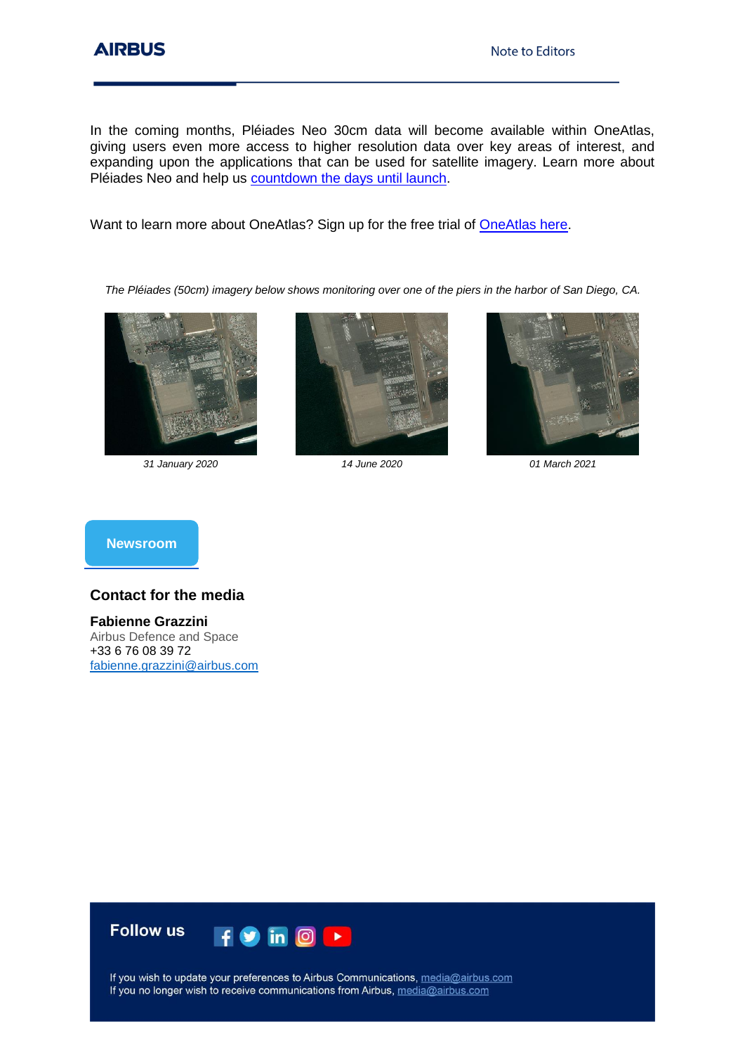In the coming months, Pléiades Neo 30cm data will become available within OneAtlas, giving users even more access to higher resolution data over key areas of interest, and expanding upon the applications that can be used for satellite imagery. Learn more about Pléiades Neo and help us countdown the days until launch.

Want to learn more about OneAtlas? Sign up for the free trial of OneAtlas here.

*The Pléiades (50cm) imagery below shows monitoring over one of the piers in the harbor of San Diego, CA.*

*31 January 2020*

*14 June 2020*

*01 March 2021*

Newsroom

### Contact for the media

**Fabienne Grazzini**
Airbus Defence and Space
+33 6 76 08 39 72
fabienne.grazzini@airbus.com

**Follow us**

If you wish to update your preferences to Airbus Communications, media@airbus.com
If you no longer wish to receive communications from Airbus, media@airbus.com